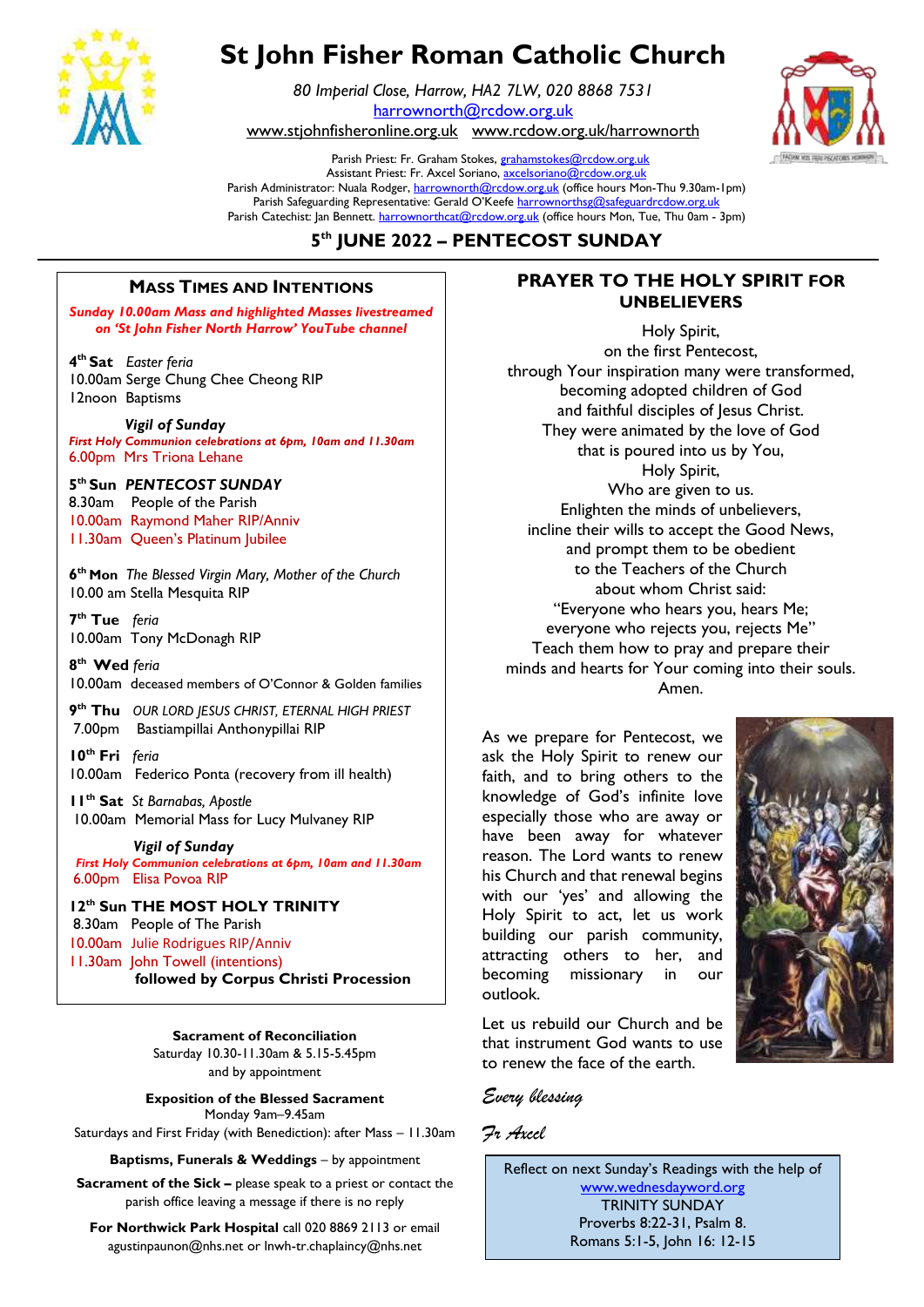# St John Fisher Roman Catholic Church

*80 Imperial Close, Harrow, HA2 7LW, 020 8868 7531*
harrownorth@rcdow.org.uk
www.stjohnfisheronline.org.uk  www.rcdow.org.uk/harrownorth

Parish Priest: Fr. Graham Stokes, grahamstokes@rcdow.org.uk
Assistant Priest: Fr. Axcel Soriano, axcelsoriano@rcdow.org.uk
Parish Administrator: Nuala Rodger, harrownorth@rcdow.org.uk (office hours Mon-Thu 9.30am-1pm)
Parish Safeguarding Representative: Gerald O'Keefe harrownorthsg@safeguardrcdow.org.uk
Parish Catechist: Jan Bennett. harrownorthcat@rcdow.org.uk (office hours Mon, Tue, Thu 0am - 3pm)

## 5th JUNE 2022 – PENTECOST SUNDAY

### MASS TIMES AND INTENTIONS

*Sunday 10.00am Mass and highlighted Masses livestreamed on 'St John Fisher North Harrow' YouTube channel*

**4th Sat** *Easter feria*
10.00am Serge Chung Chee Cheong RIP
12noon Baptisms

***Vigil of Sunday***
*First Holy Communion celebrations at 6pm, 10am and 11.30am*
6.00pm Mrs Triona Lehane

**5th Sun** ***PENTECOST SUNDAY***
8.30am People of the Parish
10.00am Raymond Maher RIP/Anniv
11.30am Queen's Platinum Jubilee

**6th Mon** *The Blessed Virgin Mary, Mother of the Church*
10.00 am Stella Mesquita RIP

**7th Tue** *feria*
10.00am Tony McDonagh RIP

**8th Wed** *feria*
10.00am deceased members of O'Connor & Golden families

**9th Thu** *OUR LORD JESUS CHRIST, ETERNAL HIGH PRIEST*
7.00pm Bastiampillai Anthonypillai RIP

**10th Fri** *feria*
10.00am Federico Ponta (recovery from ill health)

**11th Sat** *St Barnabas, Apostle*
10.00am Memorial Mass for Lucy Mulvaney RIP

***Vigil of Sunday***
*First Holy Communion celebrations at 6pm, 10am and 11.30am*
6.00pm Elisa Povoa RIP

**12th Sun THE MOST HOLY TRINITY**
8.30am People of The Parish
10.00am Julie Rodrigues RIP/Anniv
11.30am John Towell (intentions)
**followed by Corpus Christi Procession**

**Sacrament of Reconciliation**
Saturday 10.30-11.30am & 5.15-5.45pm
and by appointment

**Exposition of the Blessed Sacrament**
Monday 9am–9.45am
Saturdays and First Friday (with Benediction): after Mass – 11.30am

**Baptisms, Funerals & Weddings** – by appointment

**Sacrament of the Sick –** please speak to a priest or contact the parish office leaving a message if there is no reply

**For Northwick Park Hospital** call 020 8869 2113 or email agustinpaunon@nhs.net or lnwh-tr.chaplaincy@nhs.net

### PRAYER TO THE HOLY SPIRIT FOR UNBELIEVERS

Holy Spirit,
on the first Pentecost,
through Your inspiration many were transformed,
becoming adopted children of God
and faithful disciples of Jesus Christ.
They were animated by the love of God
that is poured into us by You,
Holy Spirit,
Who are given to us.
Enlighten the minds of unbelievers,
incline their wills to accept the Good News,
and prompt them to be obedient
to the Teachers of the Church
about whom Christ said:
"Everyone who hears you, hears Me;
everyone who rejects you, rejects Me"
Teach them how to pray and prepare their
minds and hearts for Your coming into their souls.
Amen.

As we prepare for Pentecost, we ask the Holy Spirit to renew our faith, and to bring others to the knowledge of God's infinite love especially those who are away or have been away for whatever reason. The Lord wants to renew his Church and that renewal begins with our 'yes' and allowing the Holy Spirit to act, let us work building our parish community, attracting others to her, and becoming missionary in our outlook.

Let us rebuild our Church and be that instrument God wants to use to renew the face of the earth.

*Every blessing*

*Fr Axcel*

Reflect on next Sunday's Readings with the help of www.wednesdayword.org
TRINITY SUNDAY
Proverbs 8:22-31, Psalm 8.
Romans 5:1-5, John 16: 12-15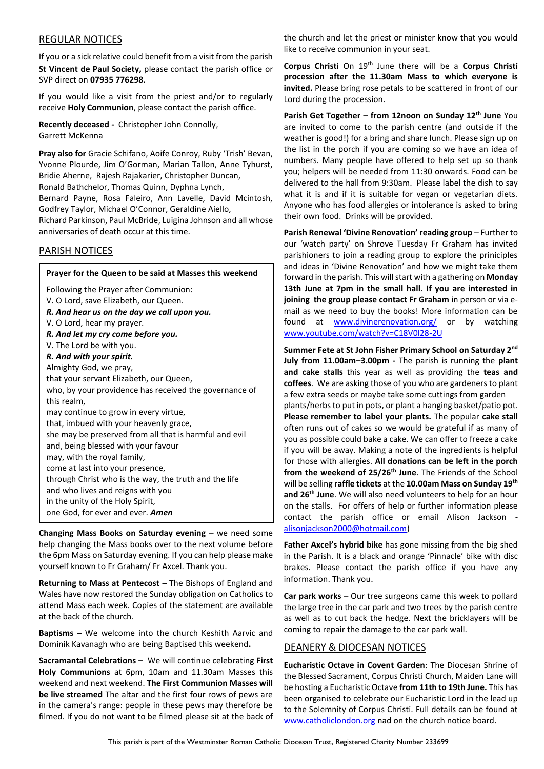## REGULAR NOTICES

If you or a sick relative could benefit from a visit from the parish **St Vincent de Paul Society,** please contact the parish office or SVP direct on **07935 776298.**

If you would like a visit from the priest and/or to regularly receive **Holy Communion**, please contact the parish office.

**Recently deceased -** Christopher John Connolly, Garrett McKenna

**Pray also for** Gracie Schifano, Aoife Conroy, Ruby 'Trish' Bevan, Yvonne Plourde, Jim O'Gorman, Marian Tallon, Anne Tyhurst, Bridie Aherne, Rajesh Rajakarier, Christopher Duncan, Ronald Bathchelor, Thomas Quinn, Dyphna Lynch, Bernard Payne, Rosa Faleiro, Ann Lavelle, David Mcintosh, Godfrey Taylor, Michael O'Connor, Geraldine Aiello, Richard Parkinson, Paul McBride, Luigina Johnson and all whose anniversaries of death occur at this time.

## PARISH NOTICES

**Prayer for the Queen to be said at Masses this weekend**

Following the Prayer after Communion:
V. O Lord, save Elizabeth, our Queen.
***R. And hear us on the day we call upon you.***
V. O Lord, hear my prayer.
***R. And let my cry come before you.***
V. The Lord be with you.
***R. And with your spirit.***
Almighty God, we pray,
that your servant Elizabeth, our Queen,
who, by your providence has received the governance of this realm,
may continue to grow in every virtue,
that, imbued with your heavenly grace,
she may be preserved from all that is harmful and evil
and, being blessed with your favour
may, with the royal family,
come at last into your presence,
through Christ who is the way, the truth and the life
and who lives and reigns with you
in the unity of the Holy Spirit,
one God, for ever and ever. ***Amen***

**Changing Mass Books on Saturday evening** – we need some help changing the Mass books over to the next volume before the 6pm Mass on Saturday evening. If you can help please make yourself known to Fr Graham/ Fr Axcel. Thank you.

**Returning to Mass at Pentecost –** The Bishops of England and Wales have now restored the Sunday obligation on Catholics to attend Mass each week. Copies of the statement are available at the back of the church.

**Baptisms –** We welcome into the church Keshith Aarvic and Dominik Kavanagh who are being Baptised this weekend**.**

**Sacramantal Celebrations –** We will continue celebrating **First Holy Communions** at 6pm, 10am and 11.30am Masses this weekend and next weekend. **The First Communion Masses will be live streamed** The altar and the first four rows of pews are in the camera's range: people in these pews may therefore be filmed. If you do not want to be filmed please sit at the back of the church and let the priest or minister know that you would like to receive communion in your seat.

**Corpus Christi** On 19th June there will be a **Corpus Christi procession after the 11.30am Mass to which everyone is invited.** Please bring rose petals to be scattered in front of our Lord during the procession.

**Parish Get Together – from 12noon on Sunday 12th June** You are invited to come to the parish centre (and outside if the weather is good!) for a bring and share lunch. Please sign up on the list in the porch if you are coming so we have an idea of numbers. Many people have offered to help set up so thank you; helpers will be needed from 11:30 onwards. Food can be delivered to the hall from 9:30am. Please label the dish to say what it is and if it is suitable for vegan or vegetarian diets. Anyone who has food allergies or intolerance is asked to bring their own food. Drinks will be provided.

**Parish Renewal 'Divine Renovation' reading group** – Further to our 'watch party' on Shrove Tuesday Fr Graham has invited parishioners to join a reading group to explore the priniciples and ideas in 'Divine Renovation' and how we might take them forward in the parish. This will start with a gathering on **Monday 13th June at 7pm in the small hall**. **If you are interested in joining the group please contact Fr Graham** in person or via e-mail as we need to buy the books! More information can be found at www.divinerenovation.org/ or by watching www.youtube.com/watch?v=C18V0l28-2U

**Summer Fete at St John Fisher Primary School on Saturday 2nd July from 11.00am–3.00pm -** The parish is running the **plant and cake stalls** this year as well as providing the **teas and coffees**. We are asking those of you who are gardeners to plant a few extra seeds or maybe take some cuttings from garden plants/herbs to put in pots, or plant a hanging basket/patio pot. **Please remember to label your plants.** The popular **cake stall** often runs out of cakes so we would be grateful if as many of you as possible could bake a cake. We can offer to freeze a cake if you will be away. Making a note of the ingredients is helpful for those with allergies. **All donations can be left in the porch from the weekend of 25/26th June**. The Friends of the School will be selling **raffle tickets** at the **10.00am Mass on Sunday 19th and 26th June**. We will also need volunteers to help for an hour on the stalls. For offers of help or further information please contact the parish office or email Alison Jackson - alisonjackson2000@hotmail.com)

**Father Axcel's hybrid bike** has gone missing from the big shed in the Parish. It is a black and orange 'Pinnacle' bike with disc brakes. Please contact the parish office if you have any information. Thank you.

**Car park works** – Our tree surgeons came this week to pollard the large tree in the car park and two trees by the parish centre as well as to cut back the hedge. Next the bricklayers will be coming to repair the damage to the car park wall.

## DEANERY & DIOCESAN NOTICES

**Eucharistic Octave in Covent Garden**: The Diocesan Shrine of the Blessed Sacrament, Corpus Christi Church, Maiden Lane will be hosting a Eucharistic Octave **from 11th to 19th June.** This has been organised to celebrate our Eucharistic Lord in the lead up to the Solemnity of Corpus Christi. Full details can be found at www.catholiclondon.org nad on the church notice board.

This parish is part of the Westminster Roman Catholic Diocesan Trust, Registered Charity Number 233699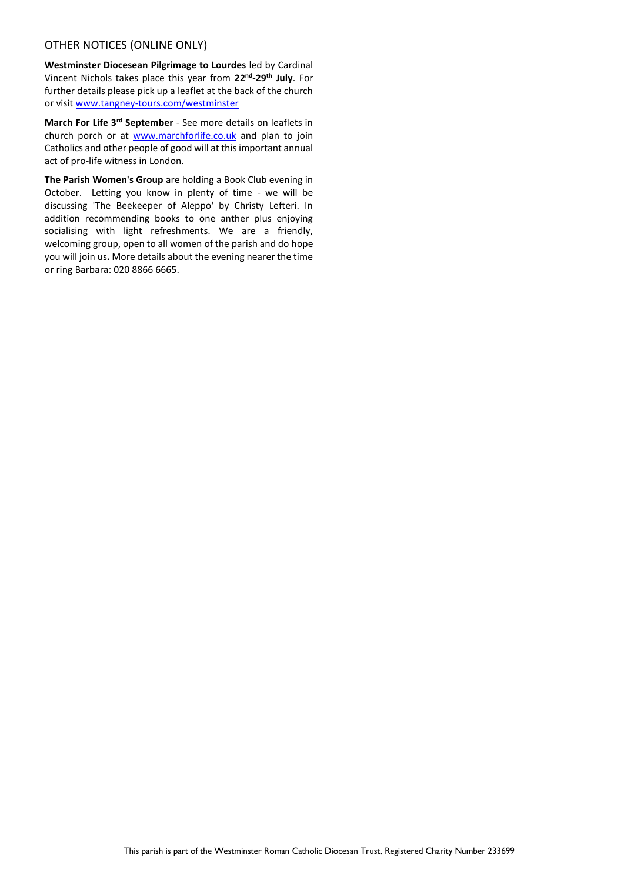## OTHER NOTICES (ONLINE ONLY)

**Westminster Diocesean Pilgrimage to Lourdes** led by Cardinal Vincent Nichols takes place this year from **22nd-29th July**. For further details please pick up a leaflet at the back of the church or visit www.tangney-tours.com/westminster

**March For Life 3rd September** - See more details on leaflets in church porch or at www.marchforlife.co.uk and plan to join Catholics and other people of good will at this important annual act of pro-life witness in London.

**The Parish Women's Group** are holding a Book Club evening in October. Letting you know in plenty of time - we will be discussing 'The Beekeeper of Aleppo' by Christy Lefteri. In addition recommending books to one anther plus enjoying socialising with light refreshments. We are a friendly, welcoming group, open to all women of the parish and do hope you will join us**.** More details about the evening nearer the time or ring Barbara: 020 8866 6665.

This parish is part of the Westminster Roman Catholic Diocesan Trust, Registered Charity Number 233699